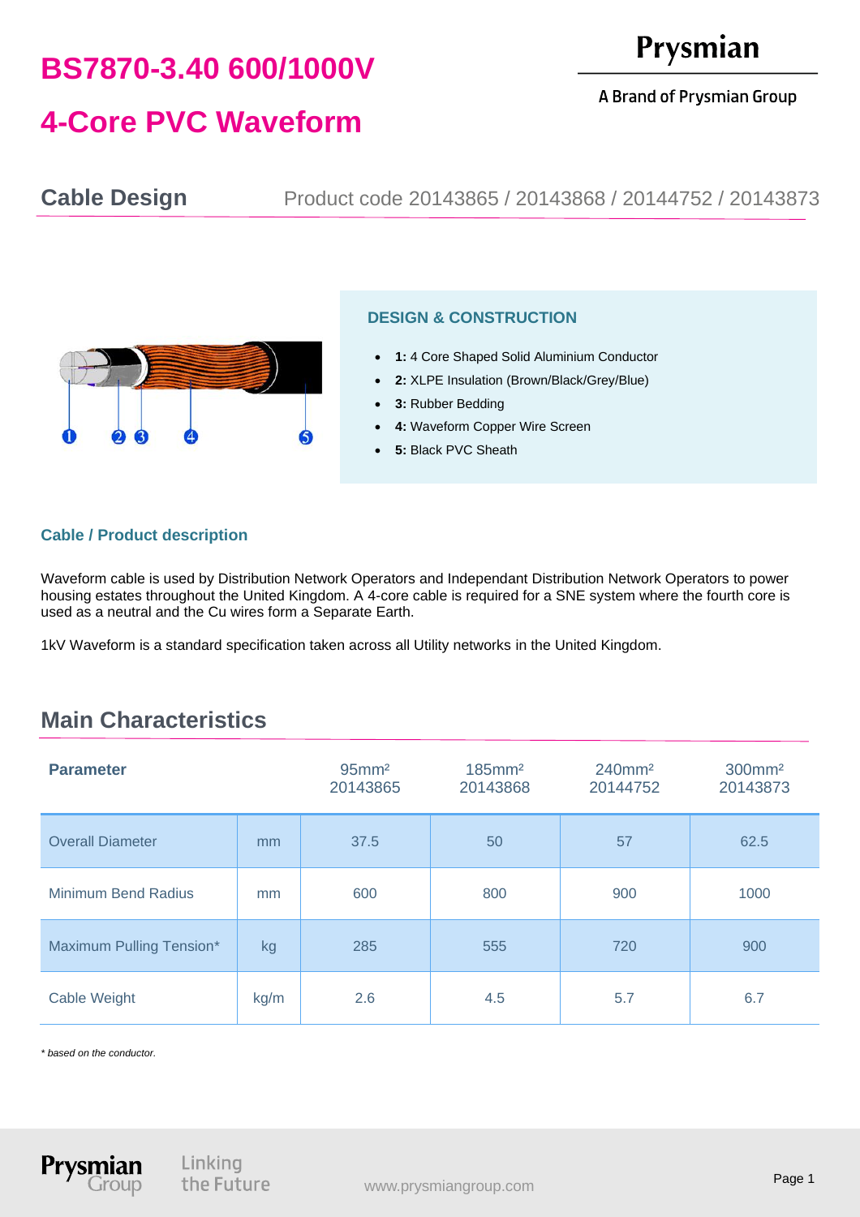# BS7870-3.40 600/1000V

# 4-Core PVC Waveform

Prysmian

A Brand of Prysmian Group

## Cable Design

Product code 20143865 / 20143868 / 20144752 / 20143873

### DESIGN & CONSTRUCTION

- **1:** 4 Core Shaped Solid Aluminium Conductor
- **2:** XLPE Insulation (Brown/Black/Grey/Blue)
- **3:** Rubber Bedding
- **4:** Waveform Copper Wire Screen
- **5:** Black PVC Sheath

### Cable / Product description

Waveform cable is used by Distribution Network Operators and Independant Distribution Network Operators to power housing estates throughout the United Kingdom. A 4-core cable is required for a SNE system where the fourth core is used as a neutral and the Cu wires form a Separate Earth.

1kV Waveform is a standard specification taken across all Utility networks in the United Kingdom.

## Main Characteristics

| Parameter | | 95mm² 20143865 | 185mm² 20143868 | 240mm² 20144752 | 300mm² 20143873 |
|---|---|---|---|---|---|
| Overall Diameter | mm | 37.5 | 50 | 57 | 62.5 |
| Minimum Bend Radius | mm | 600 | 800 | 900 | 1000 |
| Maximum Pulling Tension* | kg | 285 | 555 | 720 | 900 |
| Cable Weight | kg/m | 2.6 | 4.5 | 5.7 | 6.7 |

*\* based on the conductor.*

Prysmian Group — Linking the Future

www.prysmiangroup.com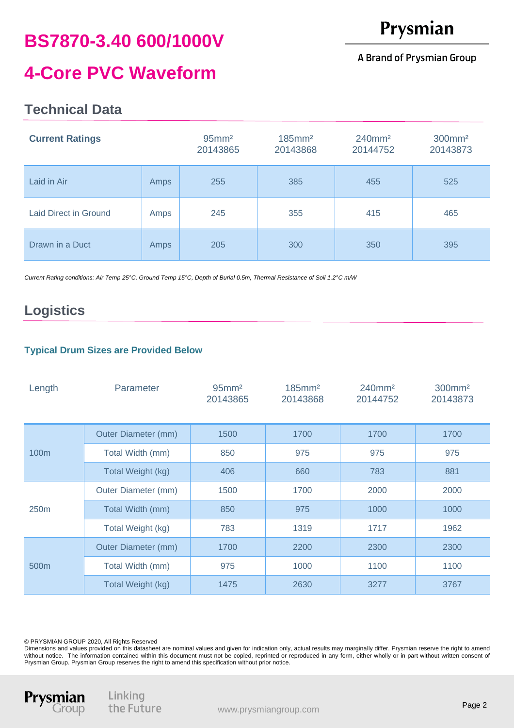# BS7870-3.40 600/1000V

# 4-Core PVC Waveform

Prysmian

A Brand of Prysmian Group

## Technical Data

| Current Ratings | | 95mm² 20143865 | 185mm² 20143868 | 240mm² 20144752 | 300mm² 20143873 |
|---|---|---|---|---|---|
| Laid in Air | Amps | 255 | 385 | 455 | 525 |
| Laid Direct in Ground | Amps | 245 | 355 | 415 | 465 |
| Drawn in a Duct | Amps | 205 | 300 | 350 | 395 |

*Current Rating conditions: Air Temp 25°C, Ground Temp 15°C, Depth of Burial 0.5m, Thermal Resistance of Soil 1.2°C m/W*

## Logistics

### Typical Drum Sizes are Provided Below

| Length | Parameter | 95mm² 20143865 | 185mm² 20143868 | 240mm² 20144752 | 300mm² 20143873 |
|---|---|---|---|---|---|
| 100m | Outer Diameter (mm) | 1500 | 1700 | 1700 | 1700 |
| | Total Width (mm) | 850 | 975 | 975 | 975 |
| | Total Weight (kg) | 406 | 660 | 783 | 881 |
| 250m | Outer Diameter (mm) | 1500 | 1700 | 2000 | 2000 |
| | Total Width (mm) | 850 | 975 | 1000 | 1000 |
| | Total Weight (kg) | 783 | 1319 | 1717 | 1962 |
| 500m | Outer Diameter (mm) | 1700 | 2200 | 2300 | 2300 |
| | Total Width (mm) | 975 | 1000 | 1100 | 1100 |
| | Total Weight (kg) | 1475 | 2630 | 3277 | 3767 |

© PRYSMIAN GROUP 2020, All Rights Reserved
Dimensions and values provided on this datasheet are nominal values and given for indication only, actual results may marginally differ. Prysmian reserve the right to amend without notice. The information contained within this document must not be copied, reprinted or reproduced in any form, either wholly or in part without written consent of Prysmian Group. Prysmian Group reserves the right to amend this specification without prior notice.

Prysmian Group Linking the Future www.prysmiangroup.com